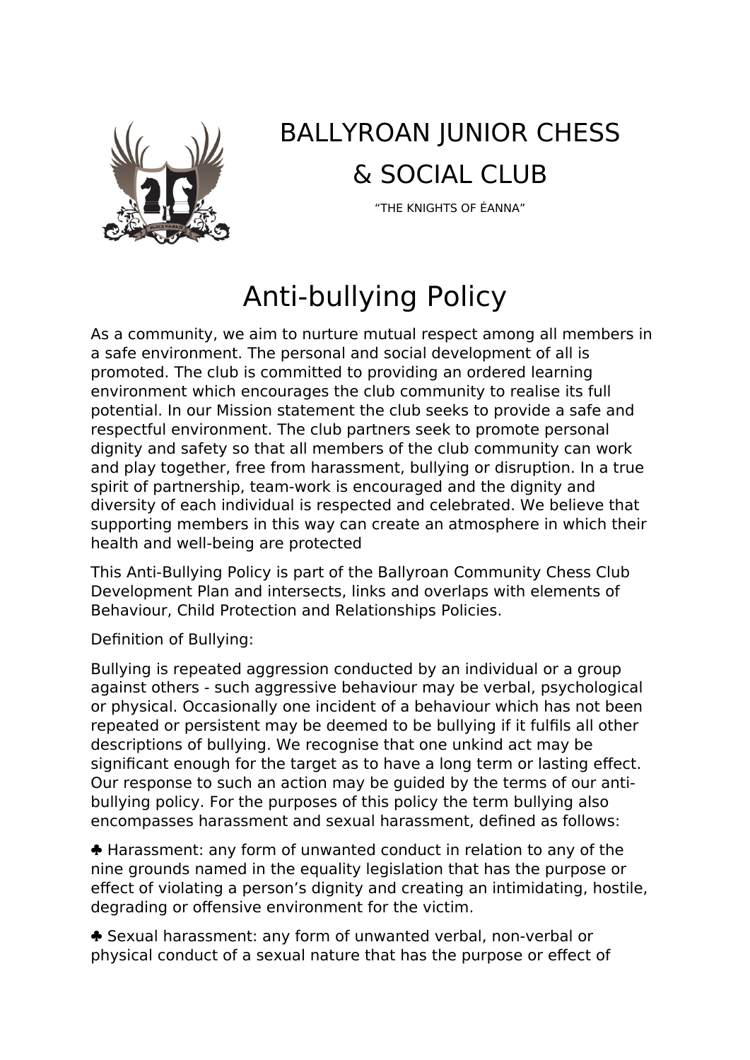# BALLYROAN JUNIOR CHESS & SOCIAL CLUB

"THE KNIGHTS OF ÉANNA"

# Anti-bullying Policy

As a community, we aim to nurture mutual respect among all members in a safe environment. The personal and social development of all is promoted. The club is committed to providing an ordered learning environment which encourages the club community to realise its full potential. In our Mission statement the club seeks to provide a safe and respectful environment. The club partners seek to promote personal dignity and safety so that all members of the club community can work and play together, free from harassment, bullying or disruption. In a true spirit of partnership, team-work is encouraged and the dignity and diversity of each individual is respected and celebrated. We believe that supporting members in this way can create an atmosphere in which their health and well-being are protected

This Anti-Bullying Policy is part of the Ballyroan Community Chess Club Development Plan and intersects, links and overlaps with elements of Behaviour, Child Protection and Relationships Policies.

Definition of Bullying:

Bullying is repeated aggression conducted by an individual or a group against others - such aggressive behaviour may be verbal, psychological or physical. Occasionally one incident of a behaviour which has not been repeated or persistent may be deemed to be bullying if it fulfils all other descriptions of bullying. We recognise that one unkind act may be significant enough for the target as to have a long term or lasting effect. Our response to such an action may be guided by the terms of our anti-bullying policy. For the purposes of this policy the term bullying also encompasses harassment and sexual harassment, defined as follows:

♣ Harassment: any form of unwanted conduct in relation to any of the nine grounds named in the equality legislation that has the purpose or effect of violating a person's dignity and creating an intimidating, hostile, degrading or offensive environment for the victim.

♣ Sexual harassment: any form of unwanted verbal, non-verbal or physical conduct of a sexual nature that has the purpose or effect of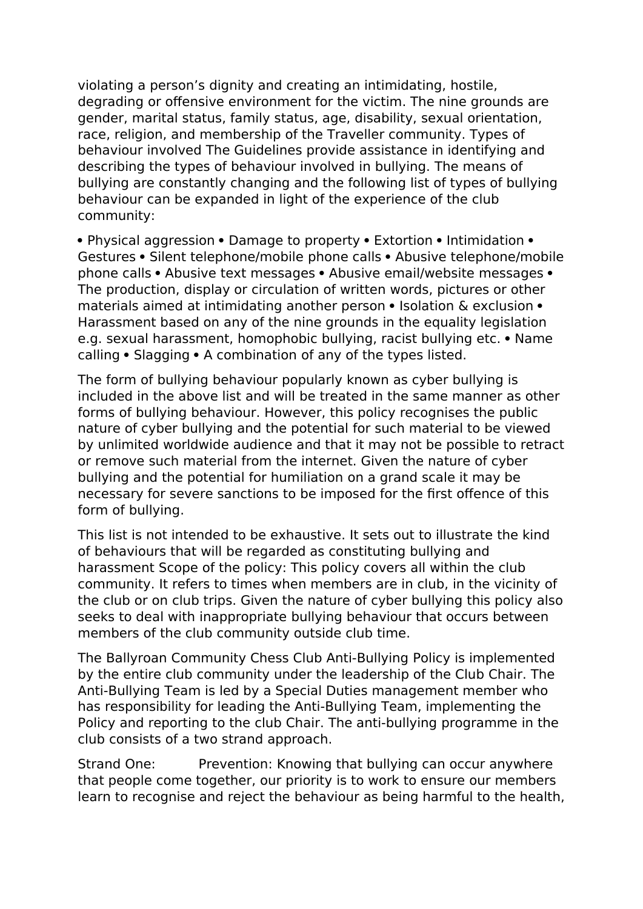violating a person's dignity and creating an intimidating, hostile, degrading or offensive environment for the victim. The nine grounds are gender, marital status, family status, age, disability, sexual orientation, race, religion, and membership of the Traveller community. Types of behaviour involved The Guidelines provide assistance in identifying and describing the types of behaviour involved in bullying. The means of bullying are constantly changing and the following list of types of bullying behaviour can be expanded in light of the experience of the club community:

• Physical aggression • Damage to property • Extortion • Intimidation • Gestures • Silent telephone/mobile phone calls • Abusive telephone/mobile phone calls • Abusive text messages • Abusive email/website messages • The production, display or circulation of written words, pictures or other materials aimed at intimidating another person • Isolation & exclusion • Harassment based on any of the nine grounds in the equality legislation e.g. sexual harassment, homophobic bullying, racist bullying etc. • Name calling • Slagging • A combination of any of the types listed.

The form of bullying behaviour popularly known as cyber bullying is included in the above list and will be treated in the same manner as other forms of bullying behaviour. However, this policy recognises the public nature of cyber bullying and the potential for such material to be viewed by unlimited worldwide audience and that it may not be possible to retract or remove such material from the internet. Given the nature of cyber bullying and the potential for humiliation on a grand scale it may be necessary for severe sanctions to be imposed for the first offence of this form of bullying.

This list is not intended to be exhaustive. It sets out to illustrate the kind of behaviours that will be regarded as constituting bullying and harassment Scope of the policy: This policy covers all within the club community. It refers to times when members are in club, in the vicinity of the club or on club trips. Given the nature of cyber bullying this policy also seeks to deal with inappropriate bullying behaviour that occurs between members of the club community outside club time.

The Ballyroan Community Chess Club Anti-Bullying Policy is implemented by the entire club community under the leadership of the Club Chair. The Anti-Bullying Team is led by a Special Duties management member who has responsibility for leading the Anti-Bullying Team, implementing the Policy and reporting to the club Chair. The anti-bullying programme in the club consists of a two strand approach.

Strand One: Prevention: Knowing that bullying can occur anywhere that people come together, our priority is to work to ensure our members learn to recognise and reject the behaviour as being harmful to the health,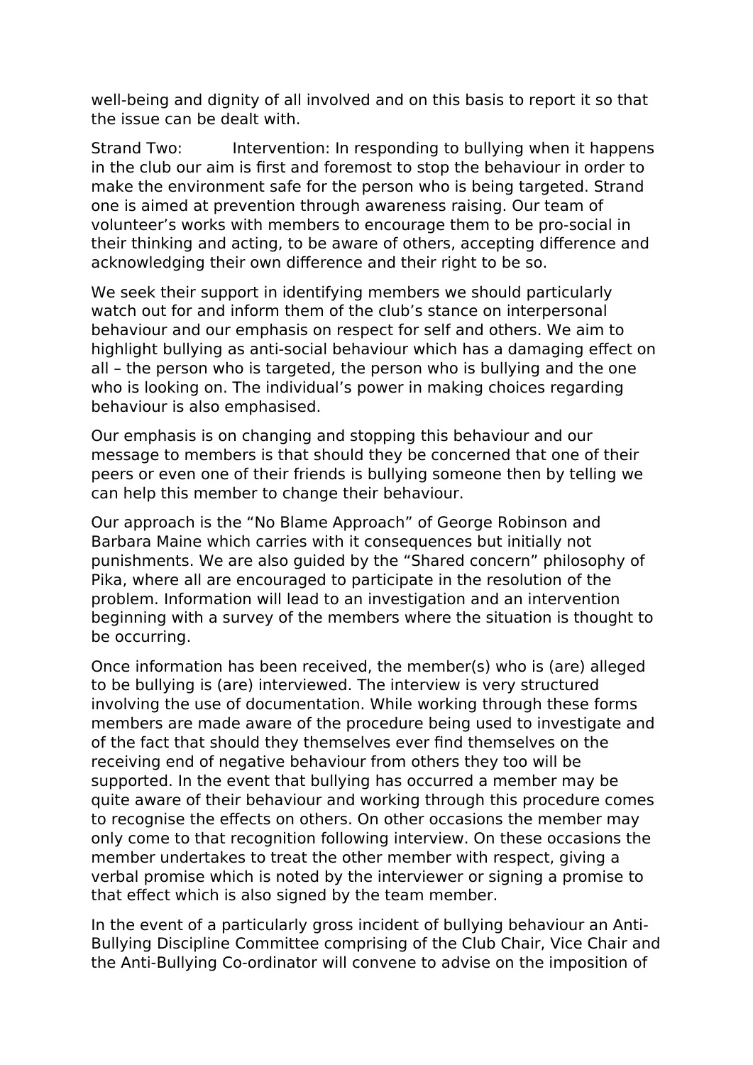well-being and dignity of all involved and on this basis to report it so that the issue can be dealt with.

Strand Two: Intervention: In responding to bullying when it happens in the club our aim is first and foremost to stop the behaviour in order to make the environment safe for the person who is being targeted. Strand one is aimed at prevention through awareness raising. Our team of volunteer's works with members to encourage them to be pro-social in their thinking and acting, to be aware of others, accepting difference and acknowledging their own difference and their right to be so.

We seek their support in identifying members we should particularly watch out for and inform them of the club's stance on interpersonal behaviour and our emphasis on respect for self and others. We aim to highlight bullying as anti-social behaviour which has a damaging effect on all – the person who is targeted, the person who is bullying and the one who is looking on. The individual's power in making choices regarding behaviour is also emphasised.

Our emphasis is on changing and stopping this behaviour and our message to members is that should they be concerned that one of their peers or even one of their friends is bullying someone then by telling we can help this member to change their behaviour.

Our approach is the "No Blame Approach" of George Robinson and Barbara Maine which carries with it consequences but initially not punishments. We are also guided by the "Shared concern" philosophy of Pika, where all are encouraged to participate in the resolution of the problem. Information will lead to an investigation and an intervention beginning with a survey of the members where the situation is thought to be occurring.

Once information has been received, the member(s) who is (are) alleged to be bullying is (are) interviewed. The interview is very structured involving the use of documentation. While working through these forms members are made aware of the procedure being used to investigate and of the fact that should they themselves ever find themselves on the receiving end of negative behaviour from others they too will be supported. In the event that bullying has occurred a member may be quite aware of their behaviour and working through this procedure comes to recognise the effects on others. On other occasions the member may only come to that recognition following interview. On these occasions the member undertakes to treat the other member with respect, giving a verbal promise which is noted by the interviewer or signing a promise to that effect which is also signed by the team member.

In the event of a particularly gross incident of bullying behaviour an Anti-Bullying Discipline Committee comprising of the Club Chair, Vice Chair and the Anti-Bullying Co-ordinator will convene to advise on the imposition of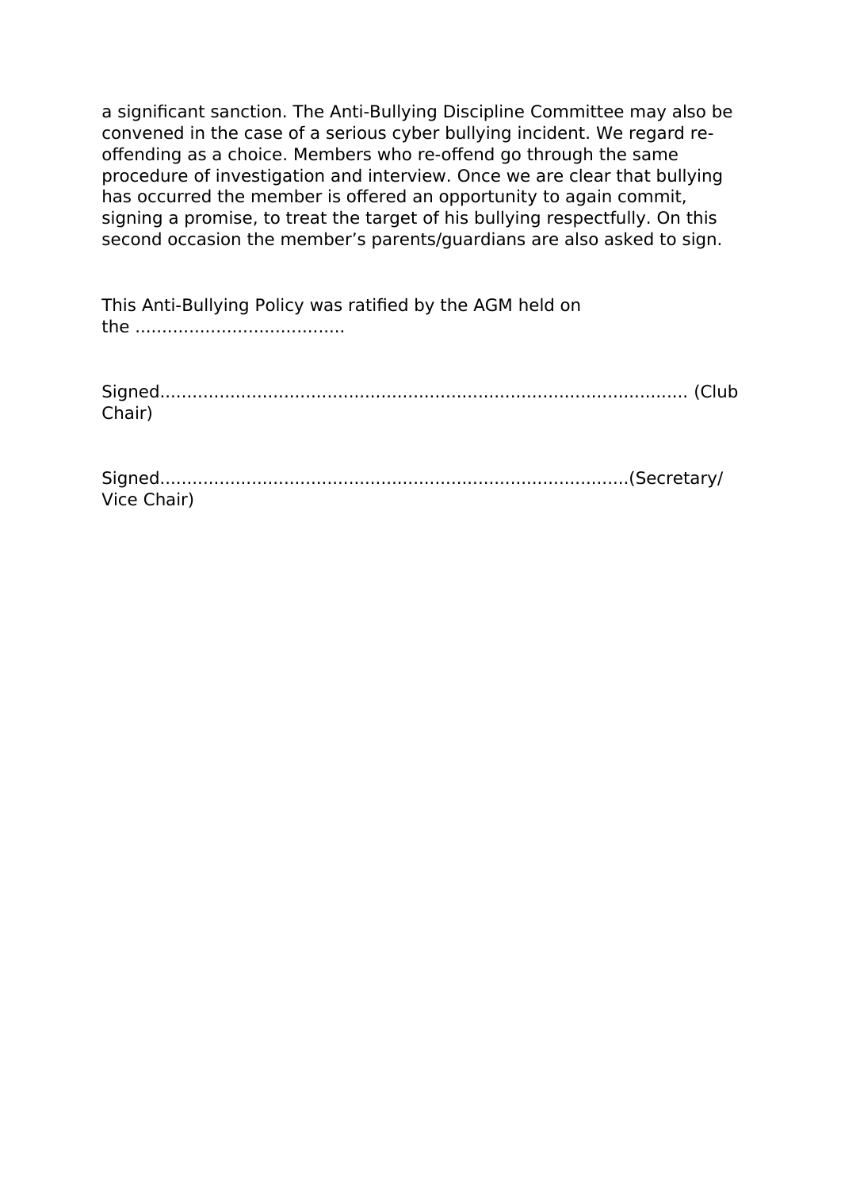a significant sanction. The Anti-Bullying Discipline Committee may also be convened in the case of a serious cyber bullying incident. We regard re-offending as a choice. Members who re-offend go through the same procedure of investigation and interview. Once we are clear that bullying has occurred the member is offered an opportunity to again commit, signing a promise, to treat the target of his bullying respectfully. On this second occasion the member's parents/guardians are also asked to sign.

This Anti-Bullying Policy was ratified by the AGM held on the ......................................

Signed.................................................................................................. (Club Chair)

Signed......................................................................................(Secretary/ Vice Chair)